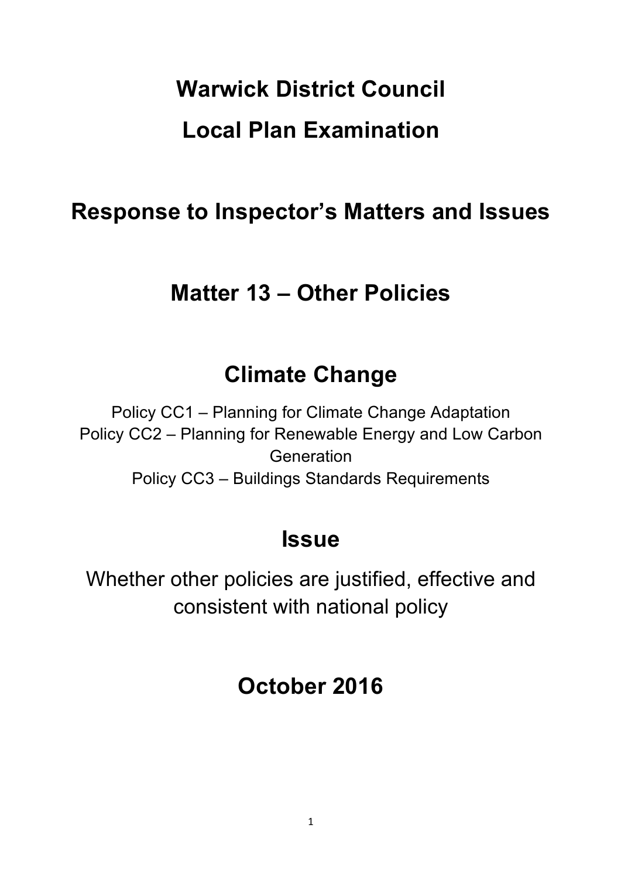# Warwick District Council

# Local Plan Examination

## Response to Inspector's Matters and Issues

## Matter 13 – Other Policies

## Climate Change

Policy CC1 – Planning for Climate Change Adaptation
Policy CC2 – Planning for Renewable Energy and Low Carbon Generation
Policy CC3 – Buildings Standards Requirements

## Issue

Whether other policies are justified, effective and consistent with national policy

## October 2016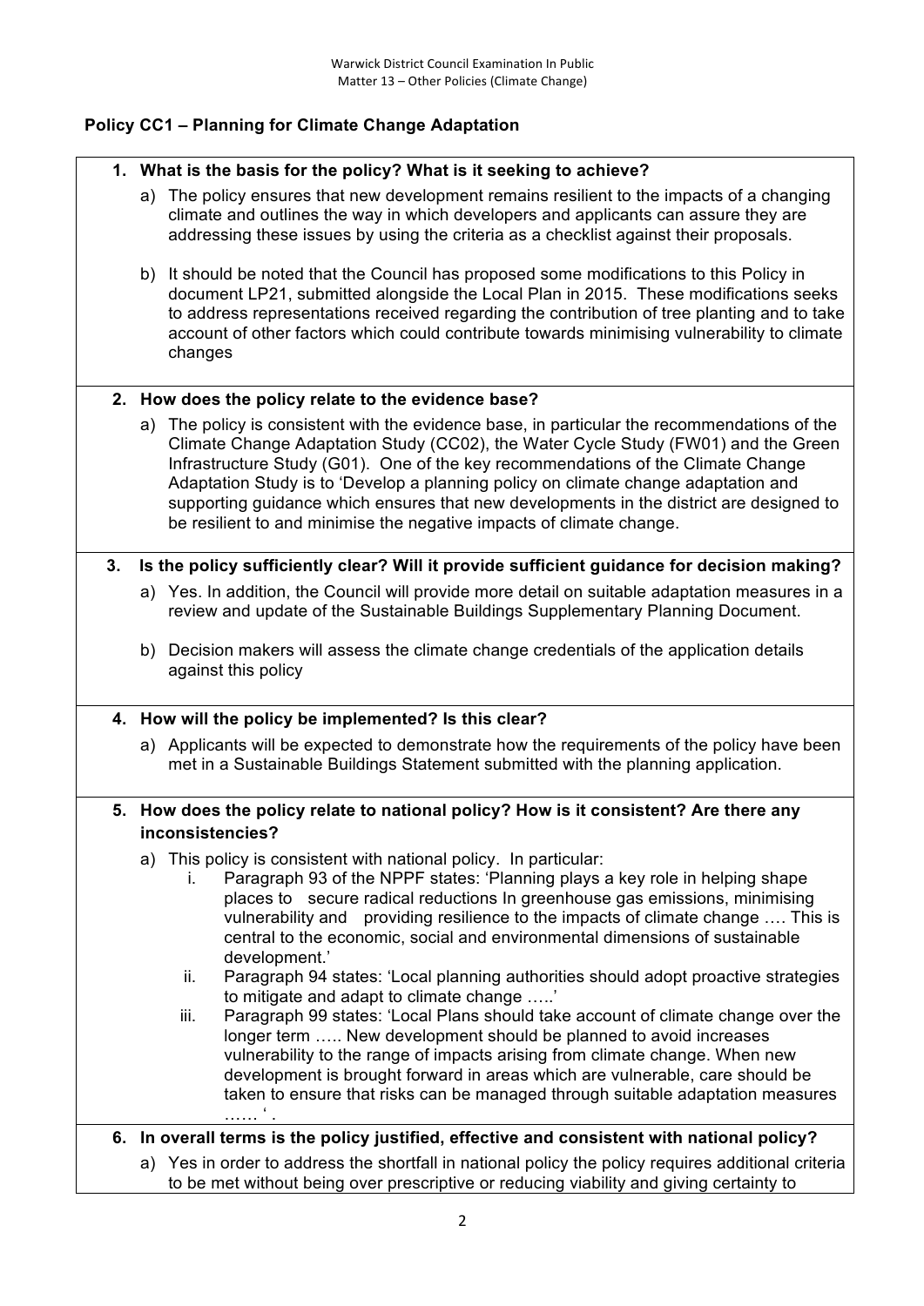## Policy CC1 – Planning for Climate Change Adaptation

**1. What is the basis for the policy? What is it seeking to achieve?**

a) The policy ensures that new development remains resilient to the impacts of a changing climate and outlines the way in which developers and applicants can assure they are addressing these issues by using the criteria as a checklist against their proposals.

b) It should be noted that the Council has proposed some modifications to this Policy in document LP21, submitted alongside the Local Plan in 2015. These modifications seeks to address representations received regarding the contribution of tree planting and to take account of other factors which could contribute towards minimising vulnerability to climate changes

**2. How does the policy relate to the evidence base?**

a) The policy is consistent with the evidence base, in particular the recommendations of the Climate Change Adaptation Study (CC02), the Water Cycle Study (FW01) and the Green Infrastructure Study (G01). One of the key recommendations of the Climate Change Adaptation Study is to 'Develop a planning policy on climate change adaptation and supporting guidance which ensures that new developments in the district are designed to be resilient to and minimise the negative impacts of climate change.

**3. Is the policy sufficiently clear? Will it provide sufficient guidance for decision making?**

a) Yes. In addition, the Council will provide more detail on suitable adaptation measures in a review and update of the Sustainable Buildings Supplementary Planning Document.

b) Decision makers will assess the climate change credentials of the application details against this policy

**4. How will the policy be implemented? Is this clear?**

a) Applicants will be expected to demonstrate how the requirements of the policy have been met in a Sustainable Buildings Statement submitted with the planning application.

**5. How does the policy relate to national policy? How is it consistent? Are there any inconsistencies?**

a) This policy is consistent with national policy. In particular:
   - i. Paragraph 93 of the NPPF states: 'Planning plays a key role in helping shape places to secure radical reductions In greenhouse gas emissions, minimising vulnerability and providing resilience to the impacts of climate change …. This is central to the economic, social and environmental dimensions of sustainable development.'
   - ii. Paragraph 94 states: 'Local planning authorities should adopt proactive strategies to mitigate and adapt to climate change …..'
   - iii. Paragraph 99 states: 'Local Plans should take account of climate change over the longer term ….. New development should be planned to avoid increases vulnerability to the range of impacts arising from climate change. When new development is brought forward in areas which are vulnerable, care should be taken to ensure that risks can be managed through suitable adaptation measures …… '.

**6. In overall terms is the policy justified, effective and consistent with national policy?**

a) Yes in order to address the shortfall in national policy the policy requires additional criteria to be met without being over prescriptive or reducing viability and giving certainty to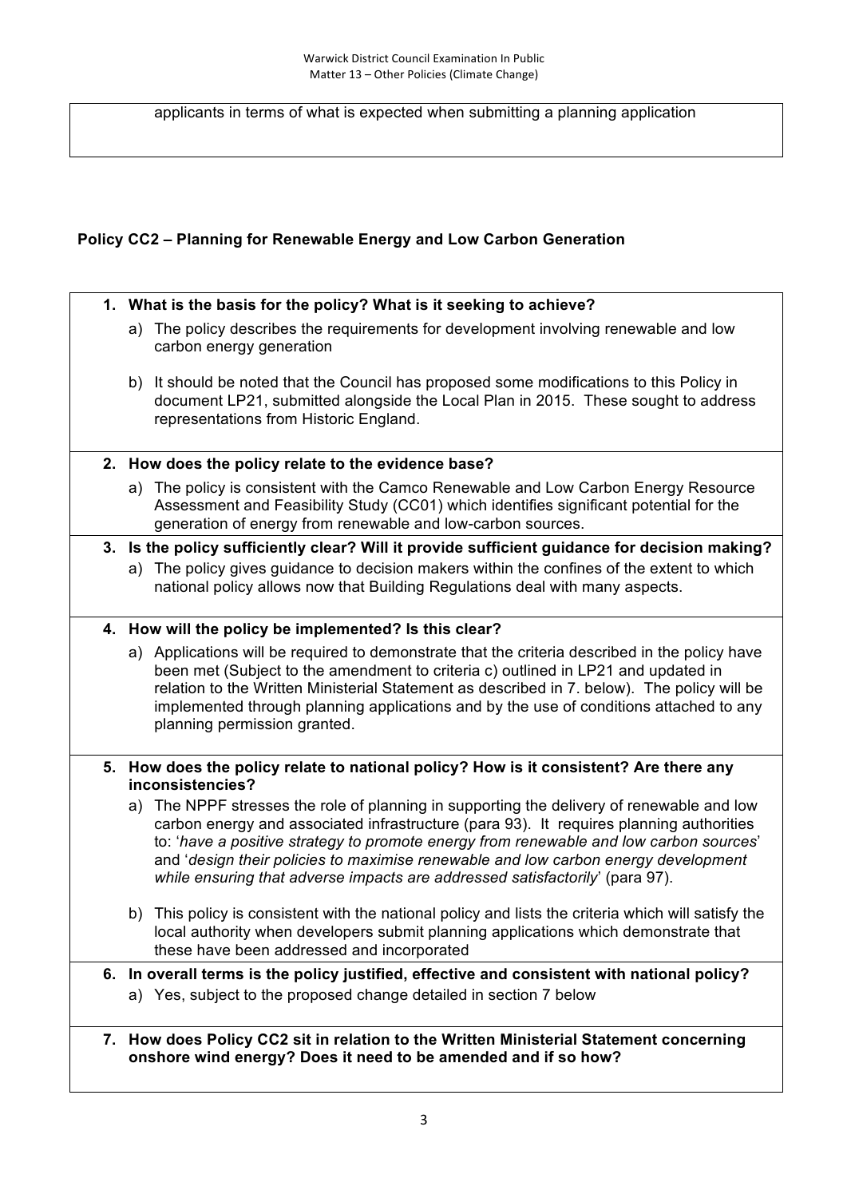applicants in terms of what is expected when submitting a planning application

**Policy CC2 – Planning for Renewable Energy and Low Carbon Generation**

**1. What is the basis for the policy? What is it seeking to achieve?**

a) The policy describes the requirements for development involving renewable and low carbon energy generation

b) It should be noted that the Council has proposed some modifications to this Policy in document LP21, submitted alongside the Local Plan in 2015. These sought to address representations from Historic England.

**2. How does the policy relate to the evidence base?**

a) The policy is consistent with the Camco Renewable and Low Carbon Energy Resource Assessment and Feasibility Study (CC01) which identifies significant potential for the generation of energy from renewable and low-carbon sources.

**3. Is the policy sufficiently clear? Will it provide sufficient guidance for decision making?**

a) The policy gives guidance to decision makers within the confines of the extent to which national policy allows now that Building Regulations deal with many aspects.

**4. How will the policy be implemented? Is this clear?**

a) Applications will be required to demonstrate that the criteria described in the policy have been met (Subject to the amendment to criteria c) outlined in LP21 and updated in relation to the Written Ministerial Statement as described in 7. below). The policy will be implemented through planning applications and by the use of conditions attached to any planning permission granted.

**5. How does the policy relate to national policy? How is it consistent? Are there any inconsistencies?**

a) The NPPF stresses the role of planning in supporting the delivery of renewable and low carbon energy and associated infrastructure (para 93). It requires planning authorities to: '*have a positive strategy to promote energy from renewable and low carbon sources*' and '*design their policies to maximise renewable and low carbon energy development while ensuring that adverse impacts are addressed satisfactorily*' (para 97).

b) This policy is consistent with the national policy and lists the criteria which will satisfy the local authority when developers submit planning applications which demonstrate that these have been addressed and incorporated

**6. In overall terms is the policy justified, effective and consistent with national policy?**

a) Yes, subject to the proposed change detailed in section 7 below

**7. How does Policy CC2 sit in relation to the Written Ministerial Statement concerning onshore wind energy? Does it need to be amended and if so how?**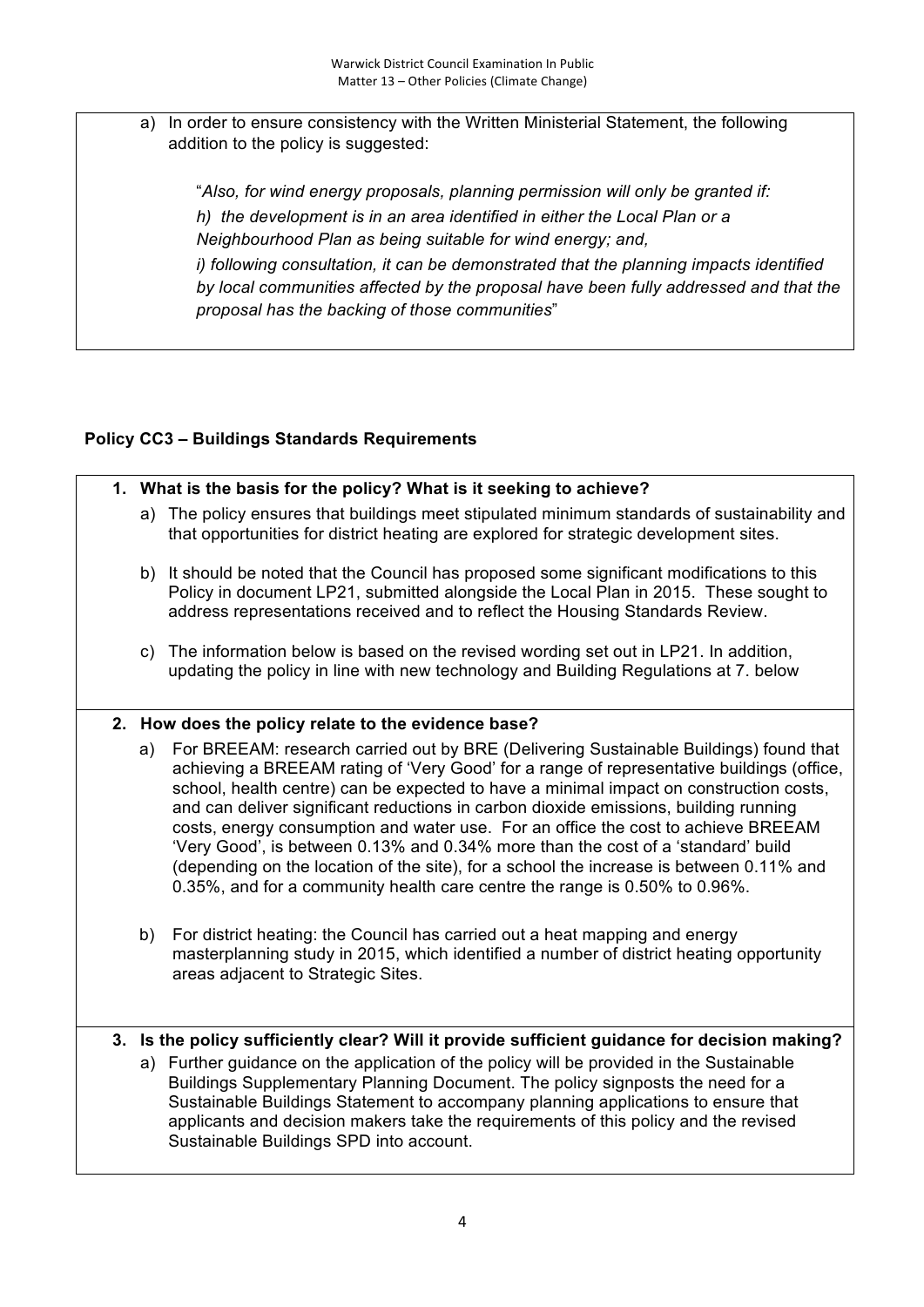a) In order to ensure consistency with the Written Ministerial Statement, the following addition to the policy is suggested:

> "*Also, for wind energy proposals, planning permission will only be granted if:*
>
> *h) the development is in an area identified in either the Local Plan or a Neighbourhood Plan as being suitable for wind energy; and,*
>
> *i) following consultation, it can be demonstrated that the planning impacts identified by local communities affected by the proposal have been fully addressed and that the proposal has the backing of those communities*"

## Policy CC3 – Buildings Standards Requirements

**1. What is the basis for the policy? What is it seeking to achieve?**

a) The policy ensures that buildings meet stipulated minimum standards of sustainability and that opportunities for district heating are explored for strategic development sites.

b) It should be noted that the Council has proposed some significant modifications to this Policy in document LP21, submitted alongside the Local Plan in 2015. These sought to address representations received and to reflect the Housing Standards Review.

c) The information below is based on the revised wording set out in LP21. In addition, updating the policy in line with new technology and Building Regulations at 7. below

**2. How does the policy relate to the evidence base?**

a) For BREEAM: research carried out by BRE (Delivering Sustainable Buildings) found that achieving a BREEAM rating of 'Very Good' for a range of representative buildings (office, school, health centre) can be expected to have a minimal impact on construction costs, and can deliver significant reductions in carbon dioxide emissions, building running costs, energy consumption and water use. For an office the cost to achieve BREEAM 'Very Good', is between 0.13% and 0.34% more than the cost of a 'standard' build (depending on the location of the site), for a school the increase is between 0.11% and 0.35%, and for a community health care centre the range is 0.50% to 0.96%.

b) For district heating: the Council has carried out a heat mapping and energy masterplanning study in 2015, which identified a number of district heating opportunity areas adjacent to Strategic Sites.

**3. Is the policy sufficiently clear? Will it provide sufficient guidance for decision making?**

a) Further guidance on the application of the policy will be provided in the Sustainable Buildings Supplementary Planning Document. The policy signposts the need for a Sustainable Buildings Statement to accompany planning applications to ensure that applicants and decision makers take the requirements of this policy and the revised Sustainable Buildings SPD into account.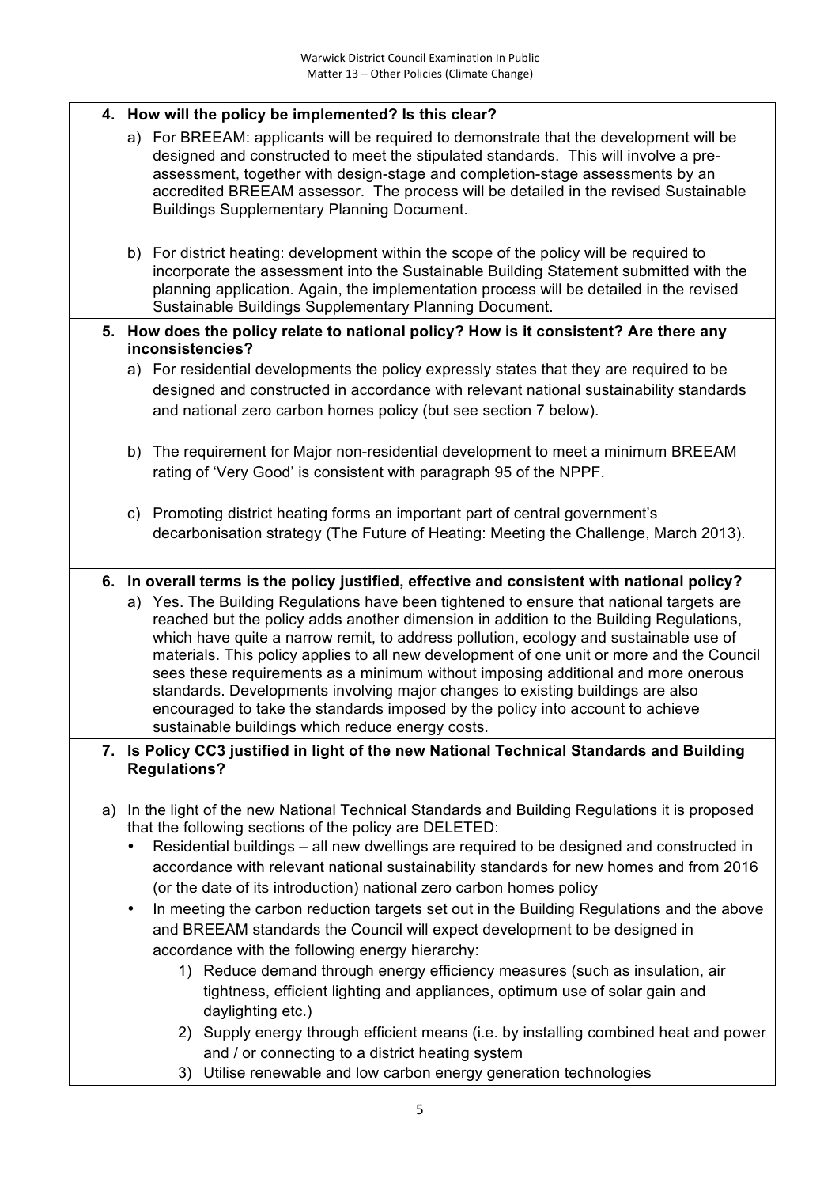**4. How will the policy be implemented? Is this clear?**

a) For BREEAM: applicants will be required to demonstrate that the development will be designed and constructed to meet the stipulated standards. This will involve a pre-assessment, together with design-stage and completion-stage assessments by an accredited BREEAM assessor. The process will be detailed in the revised Sustainable Buildings Supplementary Planning Document.

b) For district heating: development within the scope of the policy will be required to incorporate the assessment into the Sustainable Building Statement submitted with the planning application. Again, the implementation process will be detailed in the revised Sustainable Buildings Supplementary Planning Document.

**5. How does the policy relate to national policy? How is it consistent? Are there any inconsistencies?**

a) For residential developments the policy expressly states that they are required to be designed and constructed in accordance with relevant national sustainability standards and national zero carbon homes policy (but see section 7 below).

b) The requirement for Major non-residential development to meet a minimum BREEAM rating of 'Very Good' is consistent with paragraph 95 of the NPPF.

c) Promoting district heating forms an important part of central government's decarbonisation strategy (The Future of Heating: Meeting the Challenge, March 2013).

**6. In overall terms is the policy justified, effective and consistent with national policy?**

a) Yes. The Building Regulations have been tightened to ensure that national targets are reached but the policy adds another dimension in addition to the Building Regulations, which have quite a narrow remit, to address pollution, ecology and sustainable use of materials. This policy applies to all new development of one unit or more and the Council sees these requirements as a minimum without imposing additional and more onerous standards. Developments involving major changes to existing buildings are also encouraged to take the standards imposed by the policy into account to achieve sustainable buildings which reduce energy costs.

**7. Is Policy CC3 justified in light of the new National Technical Standards and Building Regulations?**

a) In the light of the new National Technical Standards and Building Regulations it is proposed that the following sections of the policy are DELETED:

- Residential buildings – all new dwellings are required to be designed and constructed in accordance with relevant national sustainability standards for new homes and from 2016 (or the date of its introduction) national zero carbon homes policy
- In meeting the carbon reduction targets set out in the Building Regulations and the above and BREEAM standards the Council will expect development to be designed in accordance with the following energy hierarchy:
  1) Reduce demand through energy efficiency measures (such as insulation, air tightness, efficient lighting and appliances, optimum use of solar gain and daylighting etc.)
  2) Supply energy through efficient means (i.e. by installing combined heat and power and / or connecting to a district heating system
  3) Utilise renewable and low carbon energy generation technologies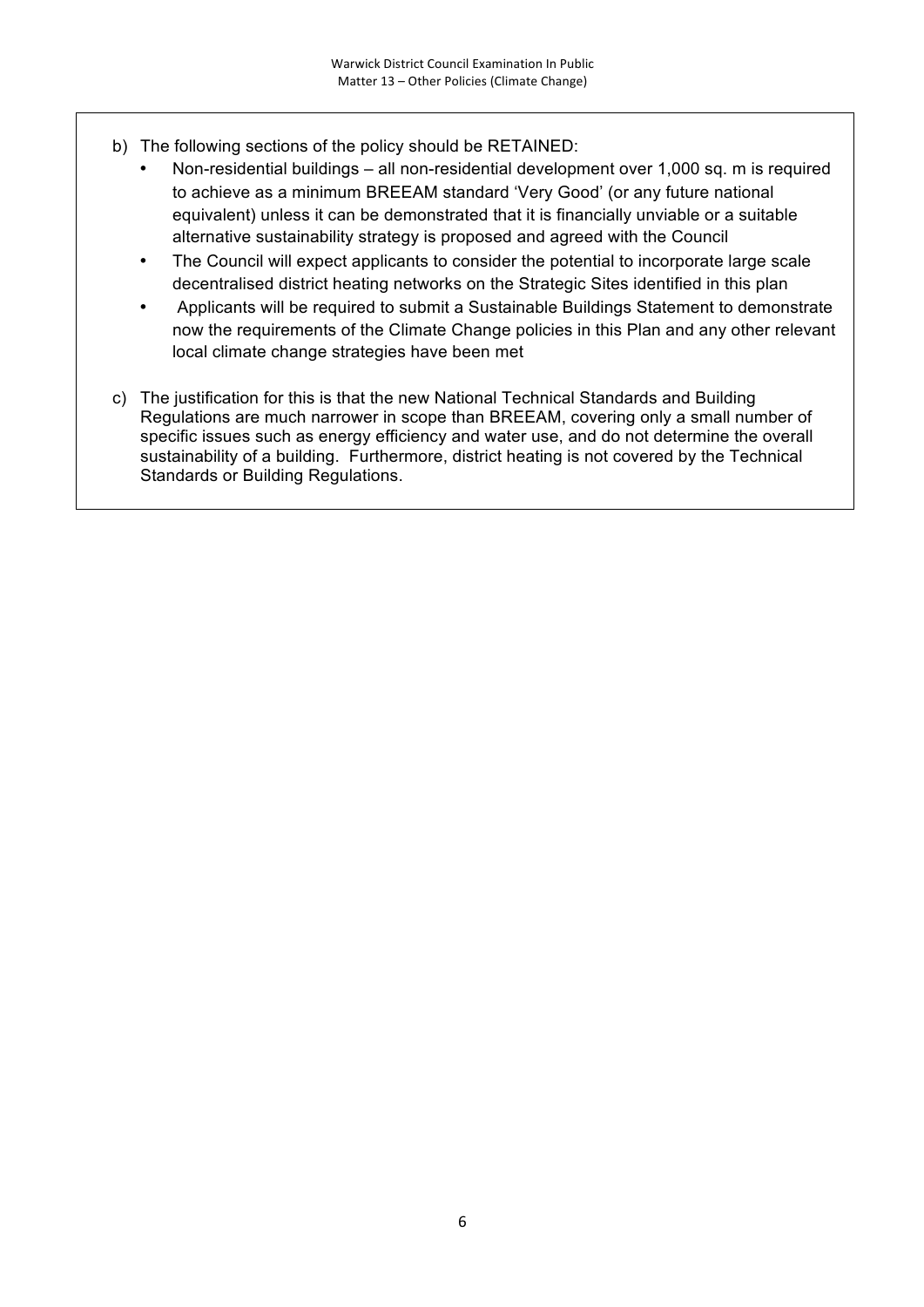b) The following sections of the policy should be RETAINED:
   - Non-residential buildings – all non-residential development over 1,000 sq. m is required to achieve as a minimum BREEAM standard 'Very Good' (or any future national equivalent) unless it can be demonstrated that it is financially unviable or a suitable alternative sustainability strategy is proposed and agreed with the Council
   - The Council will expect applicants to consider the potential to incorporate large scale decentralised district heating networks on the Strategic Sites identified in this plan
   - Applicants will be required to submit a Sustainable Buildings Statement to demonstrate now the requirements of the Climate Change policies in this Plan and any other relevant local climate change strategies have been met

c) The justification for this is that the new National Technical Standards and Building Regulations are much narrower in scope than BREEAM, covering only a small number of specific issues such as energy efficiency and water use, and do not determine the overall sustainability of a building. Furthermore, district heating is not covered by the Technical Standards or Building Regulations.